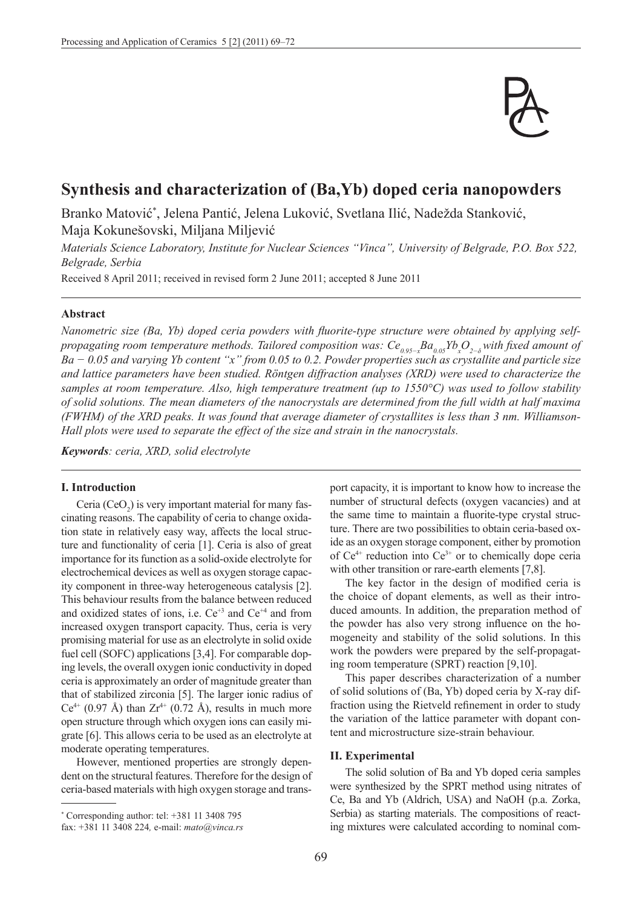# Synthesis and characterization of (Ba,Yb) doped ceria nanopowders

Branko Matović[*], Jelena Pantić, Jelena Luković, Svetlana Ilić, Nadežda Stanković, Maja Kokunešovski, Miljana Miljević

*Materials Science Laboratory, Institute for Nuclear Sciences "Vinca", University of Belgrade, P.O. Box 522, Belgrade, Serbia*

Received 8 April 2011; received in revised form 2 June 2011; accepted 8 June 2011

### Abstract

*Nanometric size (Ba, Yb) doped ceria powders with fluorite-type structure were obtained by applying self-propagating room temperature methods. Tailored composition was: $Ce_{0.95-x}Ba_{0.05}Yb_xO_{2-\delta}$ with fixed amount of Ba − 0.05 and varying Yb content "x" from 0.05 to 0.2. Powder properties such as crystallite and particle size and lattice parameters have been studied. Röntgen diffraction analyses (XRD) were used to characterize the samples at room temperature. Also, high temperature treatment (up to 1550°C) was used to follow stability of solid solutions. The mean diameters of the nanocrystals are determined from the full width at half maxima (FWHM) of the XRD peaks. It was found that average diameter of crystallites is less than 3 nm. Williamson-Hall plots were used to separate the effect of the size and strain in the nanocrystals.*

***Keywords****: ceria, XRD, solid electrolyte*

## I. Introduction

Ceria ($CeO_2$) is very important material for many fascinating reasons. The capability of ceria to change oxidation state in relatively easy way, affects the local structure and functionality of ceria [1]. Ceria is also of great importance for its function as a solid-oxide electrolyte for electrochemical devices as well as oxygen storage capacity component in three-way heterogeneous catalysis [2]. This behaviour results from the balance between reduced and oxidized states of ions, i.e. $Ce^{+3}$ and $Ce^{+4}$ and from increased oxygen transport capacity. Thus, ceria is very promising material for use as an electrolyte in solid oxide fuel cell (SOFC) applications [3,4]. For comparable doping levels, the overall oxygen ionic conductivity in doped ceria is approximately an order of magnitude greater than that of stabilized zirconia [5]. The larger ionic radius of $Ce^{4+}$ (0.97 Å) than $Zr^{4+}$ (0.72 Å), results in much more open structure through which oxygen ions can easily migrate [6]. This allows ceria to be used as an electrolyte at moderate operating temperatures.

However, mentioned properties are strongly dependent on the structural features. Therefore for the design of ceria-based materials with high oxygen storage and transport capacity, it is important to know how to increase the number of structural defects (oxygen vacancies) and at the same time to maintain a fluorite-type crystal structure. There are two possibilities to obtain ceria-based oxide as an oxygen storage component, either by promotion of $Ce^{4+}$ reduction into $Ce^{3+}$ or to chemically dope ceria with other transition or rare-earth elements [7,8].

The key factor in the design of modified ceria is the choice of dopant elements, as well as their introduced amounts. In addition, the preparation method of the powder has also very strong influence on the homogeneity and stability of the solid solutions. In this work the powders were prepared by the self-propagating room temperature (SPRT) reaction [9,10].

This paper describes characterization of a number of solid solutions of (Ba, Yb) doped ceria by X-ray diffraction using the Rietveld refinement in order to study the variation of the lattice parameter with dopant content and microstructure size-strain behaviour.

## II. Experimental

The solid solution of Ba and Yb doped ceria samples were synthesized by the SPRT method using nitrates of Ce, Ba and Yb (Aldrich, USA) and NaOH (p.a. Zorka, Serbia) as starting materials. The compositions of reacting mixtures were calculated according to nominal com-

[*] Corresponding author: tel: +381 11 3408 795
fax: +381 11 3408 224, e-mail: *mato@vinca.rs*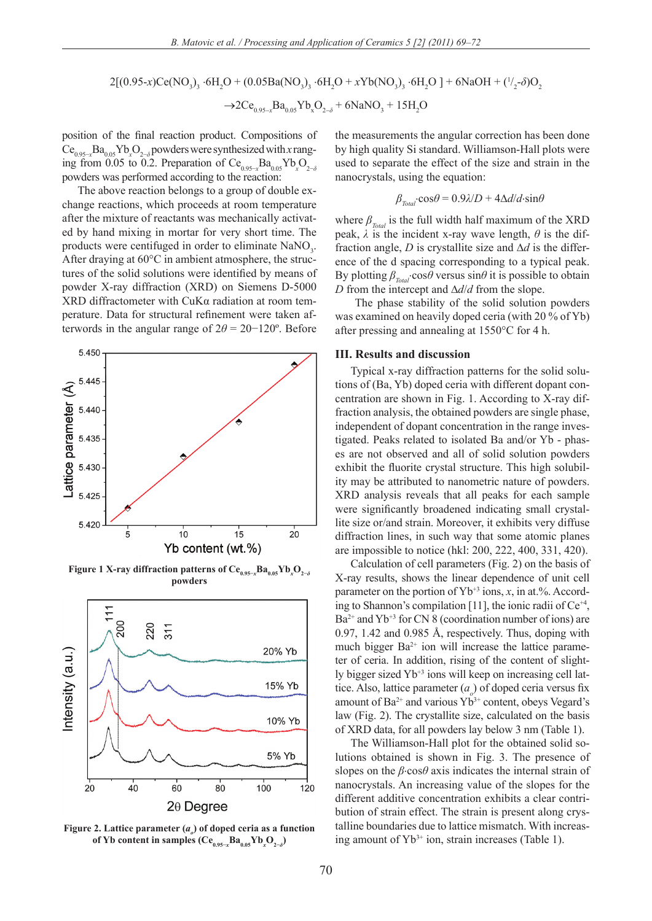$$2[(0.95\text{-}x)Ce(NO_3)_3 \cdot 6H_2O + (0.05Ba(NO_3)_3 \cdot 6H_2O + xYb(NO_3)_3 \cdot 6H_2O\ ] + 6NaOH + (^1/_2\text{-}\delta)O_2$$
$$\rightarrow 2Ce_{0.95-x}Ba_{0.05}Yb_xO_{2-\delta} + 6NaNO_3 + 15H_2O$$

position of the final reaction product. Compositions of $Ce_{0.95-x}Ba_{0.05}Yb_xO_{2-\delta}$ powders were synthesized with $x$ ranging from 0.05 to 0.2. Preparation of $Ce_{0.95-x}Ba_{0.05}Yb_xO_{2-\delta}$ powders was performed according to the reaction:

The above reaction belongs to a group of double exchange reactions, which proceeds at room temperature after the mixture of reactants was mechanically activated by hand mixing in mortar for very short time. The products were centifuged in order to eliminate $NaNO_3$. After draying at 60°C in ambient atmosphere, the structures of the solid solutions were identified by means of powder X-ray diffraction (XRD) on Siemens D-5000 XRD diffractometer with CuKα radiation at room temperature. Data for structural refinement were taken afterwords in the angular range of $2\theta$ = 20−120º. Before the measurements the angular correction has been done by high quality Si standard. Williamson-Hall plots were used to separate the effect of the size and strain in the nanocrystals, using the equation:

$$\beta_{Total} \cdot \cos\theta = 0.9\lambda/D + 4\Delta d/d \cdot \sin\theta$$

where $\beta_{Total}$ is the full width half maximum of the XRD peak, $\lambda$ is the incident x-ray wave length, $\theta$ is the diffraction angle, $D$ is crystallite size and $\Delta d$ is the difference of the d spacing corresponding to a typical peak. By plotting $\beta_{Total} \cdot \cos\theta$ versus $\sin\theta$ it is possible to obtain $D$ from the intercept and $\Delta d/d$ from the slope.

The phase stability of the solid solution powders was examined on heavily doped ceria (with 20 % of Yb) after pressing and annealing at 1550°C for 4 h.

Figure 1 X-ray diffraction patterns of $Ce_{0.95-x}Ba_{0.05}Yb_xO_{2-\delta}$ powders

Figure 2. Lattice parameter ($a_o$) of doped ceria as a function of Yb content in samples ($Ce_{0.95-x}Ba_{0.05}Yb_xO_{2-\delta}$)

## III. Results and discussion

Typical x-ray diffraction patterns for the solid solutions of (Ba, Yb) doped ceria with different dopant concentration are shown in Fig. 1. According to X-ray diffraction analysis, the obtained powders are single phase, independent of dopant concentration in the range investigated. Peaks related to isolated Ba and/or Yb - phases are not observed and all of solid solution powders exhibit the fluorite crystal structure. This high solubility may be attributed to nanometric nature of powders. XRD analysis reveals that all peaks for each sample were significantly broadened indicating small crystallite size or/and strain. Moreover, it exhibits very diffuse diffraction lines, in such way that some atomic planes are impossible to notice (hkl: 200, 222, 400, 331, 420).

Calculation of cell parameters (Fig. 2) on the basis of X-ray results, shows the linear dependence of unit cell parameter on the portion of $Yb^{+3}$ ions, $x$, in at.%. According to Shannon's compilation [11], the ionic radii of $Ce^{+4}$, $Ba^{2+}$ and $Yb^{+3}$ for CN 8 (coordination number of ions) are 0.97, 1.42 and 0.985 Å, respectively. Thus, doping with much bigger $Ba^{2+}$ ion will increase the lattice parameter of ceria. In addition, rising of the content of slightly bigger sized $Yb^{+3}$ ions will keep on increasing cell lattice. Also, lattice parameter ($a_o$) of doped ceria versus fix amount of $Ba^{2+}$ and various $Yb^{3+}$ content, obeys Vegard's law (Fig. 2). The crystallite size, calculated on the basis of XRD data, for all powders lay below 3 nm (Table 1).

The Williamson-Hall plot for the obtained solid solutions obtained is shown in Fig. 3. The presence of slopes on the $\beta \cdot \cos\theta$ axis indicates the internal strain of nanocrystals. An increasing value of the slopes for the different additive concentration exhibits a clear contribution of strain effect. The strain is present along crystalline boundaries due to lattice mismatch. With increasing amount of $Yb^{3+}$ ion, strain increases (Table 1).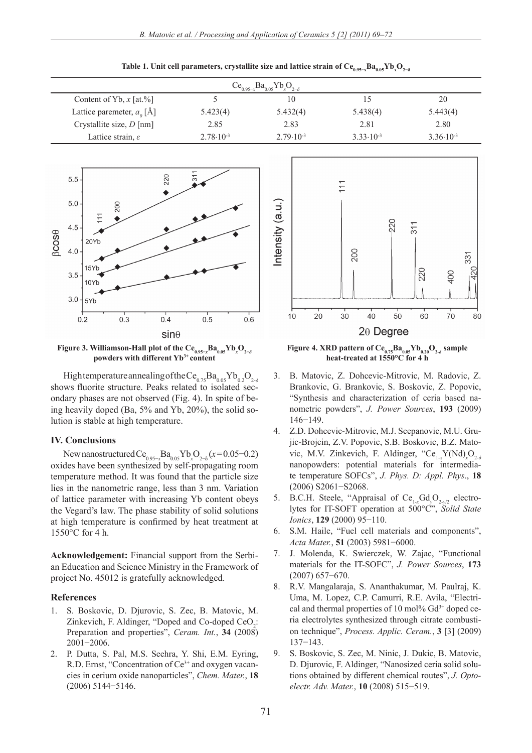**Table 1. Unit cell parameters, crystallite size and lattice strain of $Ce_{0.95-x}Ba_{0.05}Yb_xO_{2-\delta}$**

| $Ce_{0.95-x}Ba_{0.05}Yb_xO_{2-\delta}$ | | | | |
|---|---|---|---|---|
| Content of Yb, $x$ [at.%] | 5 | 10 | 15 | 20 |
| Lattice paremeter, $a_o$ [Å] | 5.423(4) | 5.432(4) | 5.438(4) | 5.443(4) |
| Crystallite size, $D$ [nm] | 2.85 | 2.83 | 2.81 | 2.80 |
| Lattice strain, $\varepsilon$ | $2.78 \cdot 10^{-3}$ | $2.79 \cdot 10^{-3}$ | $3.33 \cdot 10^{-3}$ | $3.36 \cdot 10^{-3}$ |

Figure 3. Williamson-Hall plot of the $Ce_{0.95-x}Ba_{0.05}Yb_xO_{2-\delta}$ powders with different $Yb^{3+}$ content

Figure 4. XRD pattern of $Ce_{0.75}Ba_{0.05}Yb_{0.20}O_{2-\delta}$ sample heat-treated at 1550°C for 4 h

High temperature annealing of the $Ce_{0.75}Ba_{0.05}Yb_{0.2}O_{2-\delta}$ shows fluorite structure. Peaks related to isolated secondary phases are not observed (Fig. 4). In spite of being heavily doped (Ba, 5% and Yb, 20%), the solid solution is stable at high temperature.

## IV. Conclusions

New nanostructured $Ce_{0.95-x}Ba_{0.05}Yb_xO_{2-\delta}$ ($x$=0.05−0.2) oxides have been synthesized by self-propagating room temperature method. It was found that the particle size lies in the nanometric range, less than 3 nm. Variation of lattice parameter with increasing Yb content obeys the Vegard's law. The phase stability of solid solutions at high temperature is confirmed by heat treatment at 1550°C for 4 h.

**Acknowledgement:** Financial support from the Serbian Education and Science Ministry in the Framework of project No. 45012 is gratefully acknowledged.

## References

1. S. Boskovic, D. Djurovic, S. Zec, B. Matovic, M. Zinkevich, F. Aldinger, "Doped and Co-doped $CeO_2$: Preparation and properties", *Ceram. Int.*, **34** (2008) 2001−2006.
2. P. Dutta, S. Pal, M.S. Seehra, Y. Shi, E.M. Eyring, R.D. Ernst, "Concentration of $Ce^{3+}$ and oxygen vacancies in cerium oxide nanoparticles", *Chem. Mater.*, **18** (2006) 5144−5146.
3. B. Matovic, Z. Dohcevic-Mitrovic, M. Radovic, Z. Brankovic, G. Brankovic, S. Boskovic, Z. Popovic, "Synthesis and characterization of ceria based nanometric powders", *J. Power Sources*, **193** (2009) 146−149.
4. Z.D. Dohcevic-Mitrovic, M.J. Scepanovic, M.U. Grujic-Brojcin, Z.V. Popovic, S.B. Boskovic, B.Z. Matovic, M.V. Zinkevich, F. Aldinger, "$Ce_{1-x}Y(Nd)_xO_{2-\delta}$ nanopowders: potential materials for intermediate temperature SOFCs", *J. Phys. D: Appl. Phys*., **18** (2006) S2061−S2068.
5. B.C.H. Steele, "Appraisal of $Ce_{1-y}Gd_yO_{2-y/2}$ electrolytes for IT-SOFT operation at 500°C", *Solid State Ionics*, **129** (2000) 95−110.
6. S.M. Haile, "Fuel cell materials and components", *Acta Mater.*, **51** (2003) 5981−6000.
7. J. Molenda, K. Swierczek, W. Zajac, "Functional materials for the IT-SOFC", *J. Power Sources*, **173** (2007) 657−670.
8. R.V. Mangalaraja, S. Ananthakumar, M. Paulraj, K. Uma, M. Lopez, C.P. Camurri, R.E. Avila, "Electrical and thermal properties of 10 mol% $Gd^{3+}$ doped ceria electrolytes synthesized through citrate combustion technique", *Process. Applic. Ceram.*, **3** [3] (2009) 137−143.
9. S. Boskovic, S. Zec, M. Ninic, J. Dukic, B. Matovic, D. Djurovic, F. Aldinger, "Nanosized ceria solid solutions obtained by different chemical routes", *J. Optoelectr. Adv. Mater.*, **10** (2008) 515−519.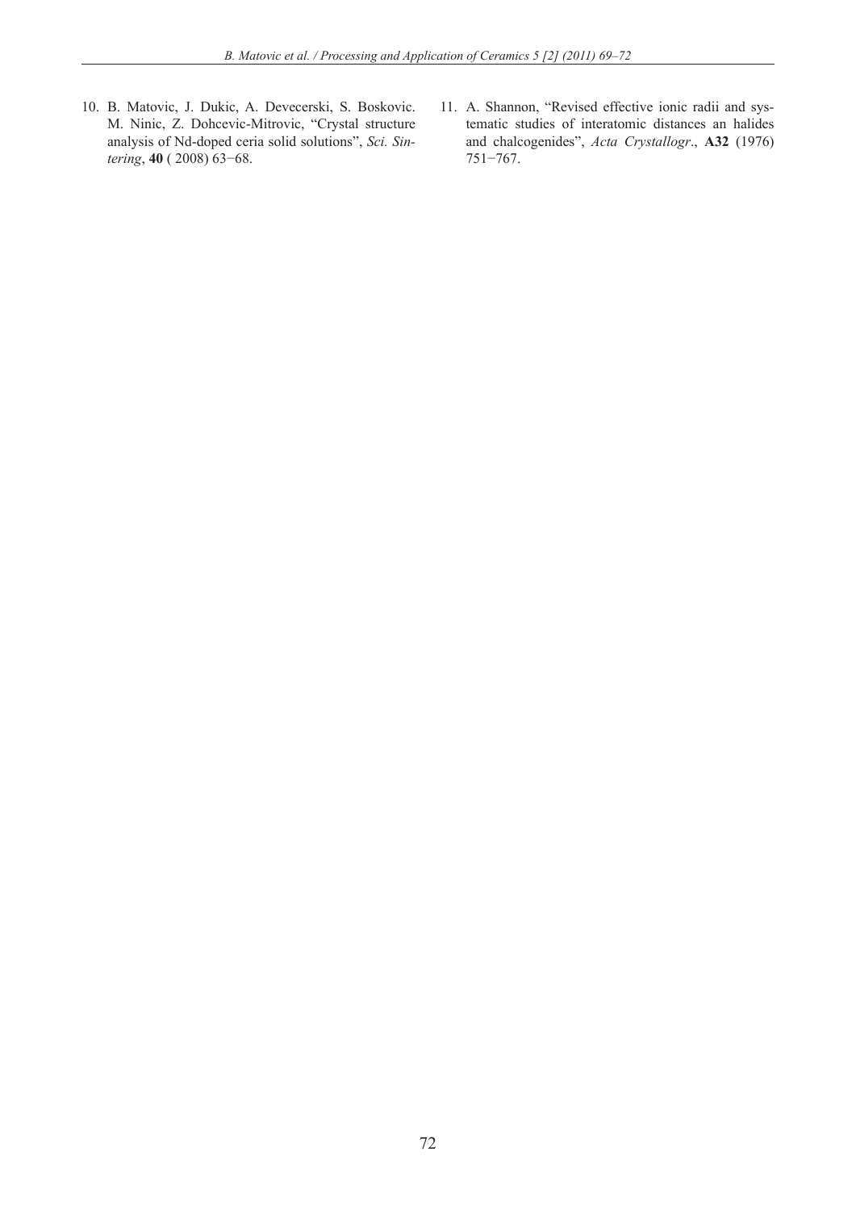10. B. Matovic, J. Dukic, A. Devecerski, S. Boskovic. M. Ninic, Z. Dohcevic-Mitrovic, "Crystal structure analysis of Nd-doped ceria solid solutions", *Sci. Sintering*, **40** ( 2008) 63−68.

11. A. Shannon, "Revised effective ionic radii and systematic studies of interatomic distances an halides and chalcogenides", *Acta Crystallogr*., **A32** (1976) 751−767.